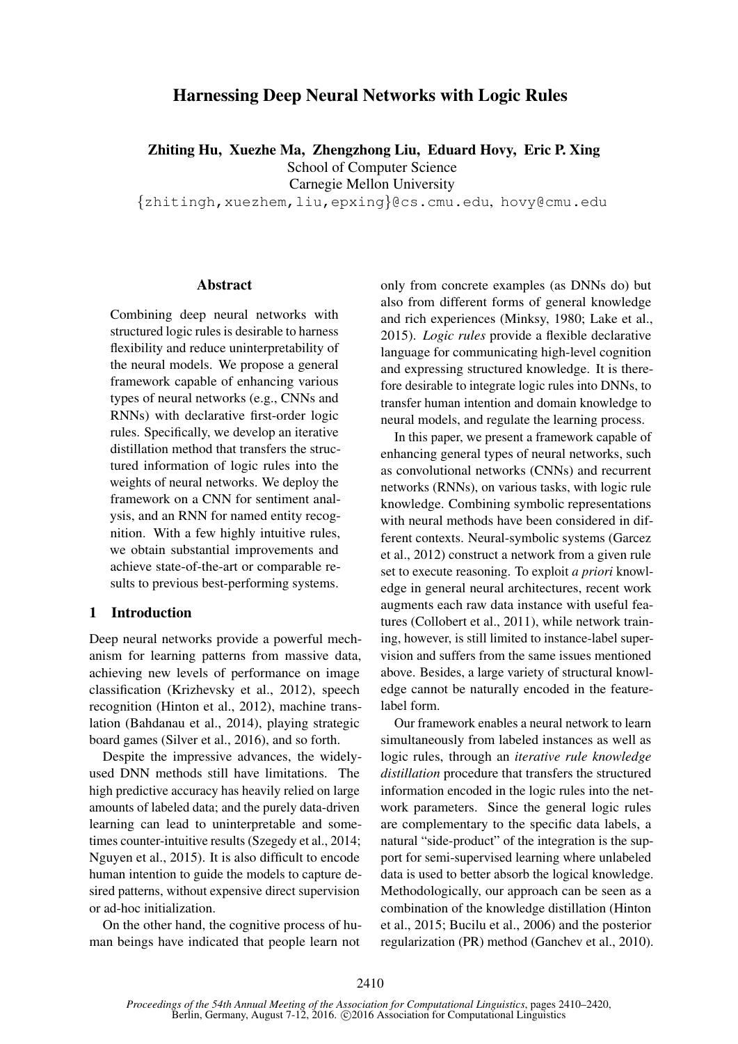# Harnessing Deep Neural Networks with Logic Rules

**Zhiting Hu, Xuezhe Ma, Zhengzhong Liu, Eduard Hovy, Eric P. Xing**
School of Computer Science
Carnegie Mellon University
{zhitingh,xuezhem,liu,epxing}@cs.cmu.edu, hovy@cmu.edu

## Abstract

Combining deep neural networks with structured logic rules is desirable to harness flexibility and reduce uninterpretability of the neural models. We propose a general framework capable of enhancing various types of neural networks (e.g., CNNs and RNNs) with declarative first-order logic rules. Specifically, we develop an iterative distillation method that transfers the structured information of logic rules into the weights of neural networks. We deploy the framework on a CNN for sentiment analysis, and an RNN for named entity recognition. With a few highly intuitive rules, we obtain substantial improvements and achieve state-of-the-art or comparable results to previous best-performing systems.

## 1 Introduction

Deep neural networks provide a powerful mechanism for learning patterns from massive data, achieving new levels of performance on image classification (Krizhevsky et al., 2012), speech recognition (Hinton et al., 2012), machine translation (Bahdanau et al., 2014), playing strategic board games (Silver et al., 2016), and so forth.

Despite the impressive advances, the widely-used DNN methods still have limitations. The high predictive accuracy has heavily relied on large amounts of labeled data; and the purely data-driven learning can lead to uninterpretable and sometimes counter-intuitive results (Szegedy et al., 2014; Nguyen et al., 2015). It is also difficult to encode human intention to guide the models to capture desired patterns, without expensive direct supervision or ad-hoc initialization.

On the other hand, the cognitive process of human beings have indicated that people learn not only from concrete examples (as DNNs do) but also from different forms of general knowledge and rich experiences (Minksy, 1980; Lake et al., 2015). *Logic rules* provide a flexible declarative language for communicating high-level cognition and expressing structured knowledge. It is therefore desirable to integrate logic rules into DNNs, to transfer human intention and domain knowledge to neural models, and regulate the learning process.

In this paper, we present a framework capable of enhancing general types of neural networks, such as convolutional networks (CNNs) and recurrent networks (RNNs), on various tasks, with logic rule knowledge. Combining symbolic representations with neural methods have been considered in different contexts. Neural-symbolic systems (Garcez et al., 2012) construct a network from a given rule set to execute reasoning. To exploit *a priori* knowledge in general neural architectures, recent work augments each raw data instance with useful features (Collobert et al., 2011), while network training, however, is still limited to instance-label supervision and suffers from the same issues mentioned above. Besides, a large variety of structural knowledge cannot be naturally encoded in the feature-label form.

Our framework enables a neural network to learn simultaneously from labeled instances as well as logic rules, through an *iterative rule knowledge distillation* procedure that transfers the structured information encoded in the logic rules into the network parameters. Since the general logic rules are complementary to the specific data labels, a natural "side-product" of the integration is the support for semi-supervised learning where unlabeled data is used to better absorb the logical knowledge. Methodologically, our approach can be seen as a combination of the knowledge distillation (Hinton et al., 2015; Bucilu et al., 2006) and the posterior regularization (PR) method (Ganchev et al., 2010).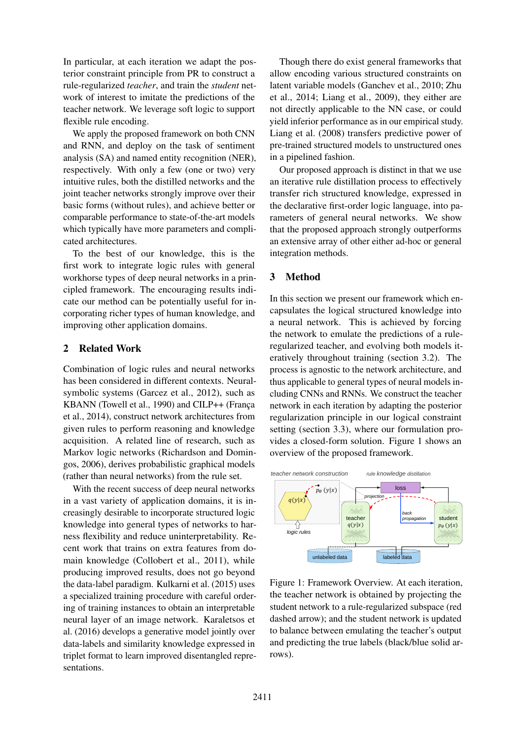In particular, at each iteration we adapt the posterior constraint principle from PR to construct a rule-regularized *teacher*, and train the *student* network of interest to imitate the predictions of the teacher network. We leverage soft logic to support flexible rule encoding.

We apply the proposed framework on both CNN and RNN, and deploy on the task of sentiment analysis (SA) and named entity recognition (NER), respectively. With only a few (one or two) very intuitive rules, both the distilled networks and the joint teacher networks strongly improve over their basic forms (without rules), and achieve better or comparable performance to state-of-the-art models which typically have more parameters and complicated architectures.

To the best of our knowledge, this is the first work to integrate logic rules with general workhorse types of deep neural networks in a principled framework. The encouraging results indicate our method can be potentially useful for incorporating richer types of human knowledge, and improving other application domains.

## 2 Related Work

Combination of logic rules and neural networks has been considered in different contexts. Neural-symbolic systems (Garcez et al., 2012), such as KBANN (Towell et al., 1990) and CILP++ (França et al., 2014), construct network architectures from given rules to perform reasoning and knowledge acquisition. A related line of research, such as Markov logic networks (Richardson and Domingos, 2006), derives probabilistic graphical models (rather than neural networks) from the rule set.

With the recent success of deep neural networks in a vast variety of application domains, it is increasingly desirable to incorporate structured logic knowledge into general types of networks to harness flexibility and reduce uninterpretability. Recent work that trains on extra features from domain knowledge (Collobert et al., 2011), while producing improved results, does not go beyond the data-label paradigm. Kulkarni et al. (2015) uses a specialized training procedure with careful ordering of training instances to obtain an interpretable neural layer of an image network. Karaletsos et al. (2016) develops a generative model jointly over data-labels and similarity knowledge expressed in triplet format to learn improved disentangled representations.

Though there do exist general frameworks that allow encoding various structured constraints on latent variable models (Ganchev et al., 2010; Zhu et al., 2014; Liang et al., 2009), they either are not directly applicable to the NN case, or could yield inferior performance as in our empirical study. Liang et al. (2008) transfers predictive power of pre-trained structured models to unstructured ones in a pipelined fashion.

Our proposed approach is distinct in that we use an iterative rule distillation process to effectively transfer rich structured knowledge, expressed in the declarative first-order logic language, into parameters of general neural networks. We show that the proposed approach strongly outperforms an extensive array of other either ad-hoc or general integration methods.

## 3 Method

In this section we present our framework which encapsulates the logical structured knowledge into a neural network. This is achieved by forcing the network to emulate the predictions of a rule-regularized teacher, and evolving both models iteratively throughout training (section 3.2). The process is agnostic to the network architecture, and thus applicable to general types of neural models including CNNs and RNNs. We construct the teacher network in each iteration by adapting the posterior regularization principle in our logical constraint setting (section 3.3), where our formulation provides a closed-form solution. Figure 1 shows an overview of the proposed framework.

Figure 1: Framework Overview. At each iteration, the teacher network is obtained by projecting the student network to a rule-regularized subspace (red dashed arrow); and the student network is updated to balance between emulating the teacher's output and predicting the true labels (black/blue solid arrows).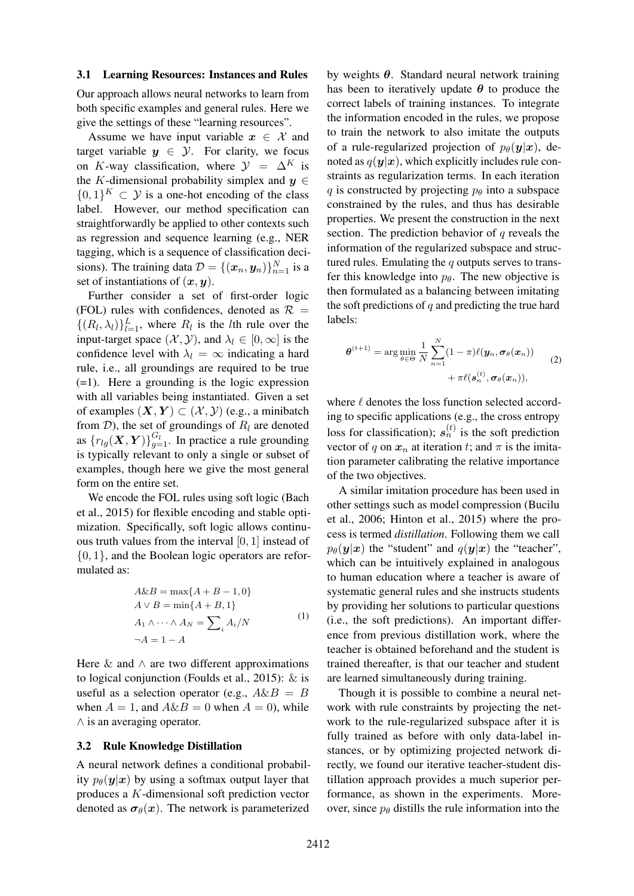### 3.1 Learning Resources: Instances and Rules

Our approach allows neural networks to learn from both specific examples and general rules. Here we give the settings of these "learning resources".

Assume we have input variable $\boldsymbol{x} \in \mathcal{X}$ and target variable $\boldsymbol{y} \in \mathcal{Y}$. For clarity, we focus on $K$-way classification, where $\mathcal{Y} = \Delta^K$ is the $K$-dimensional probability simplex and $\boldsymbol{y} \in \{0,1\}^K \subset \mathcal{Y}$ is a one-hot encoding of the class label. However, our method specification can straightforwardly be applied to other contexts such as regression and sequence learning (e.g., NER tagging, which is a sequence of classification decisions). The training data $\mathcal{D} = \{(\boldsymbol{x}_n, \boldsymbol{y}_n)\}_{n=1}^N$ is a set of instantiations of $(\boldsymbol{x}, \boldsymbol{y})$.

Further consider a set of first-order logic (FOL) rules with confidences, denoted as $\mathcal{R} = \{(R_l, \lambda_l)\}_{l=1}^L$, where $R_l$ is the $l$th rule over the input-target space $(\mathcal{X}, \mathcal{Y})$, and $\lambda_l \in [0, \infty]$ is the confidence level with $\lambda_l = \infty$ indicating a hard rule, i.e., all groundings are required to be true (=1). Here a grounding is the logic expression with all variables being instantiated. Given a set of examples $(\boldsymbol{X}, \boldsymbol{Y}) \subset (\mathcal{X}, \mathcal{Y})$ (e.g., a minibatch from $\mathcal{D}$), the set of groundings of $R_l$ are denoted as $\{r_{lg}(\boldsymbol{X}, \boldsymbol{Y})\}_{g=1}^{G_l}$. In practice a rule grounding is typically relevant to only a single or subset of examples, though here we give the most general form on the entire set.

We encode the FOL rules using soft logic (Bach et al., 2015) for flexible encoding and stable optimization. Specifically, soft logic allows continuous truth values from the interval $[0, 1]$ instead of $\{0, 1\}$, and the Boolean logic operators are reformulated as:

$$
\begin{aligned}
&A \& B = \max\{A + B - 1, 0\} \\
&A \vee B = \min\{A + B, 1\} \\
&A_1 \wedge \cdots \wedge A_N = \sum\nolimits_i A_i / N \\
&\neg A = 1 - A
\end{aligned}
\tag{1}
$$

Here $\&$ and $\wedge$ are two different approximations to logical conjunction (Foulds et al., 2015): $\&$ is useful as a selection operator (e.g., $A \& B = B$ when $A = 1$, and $A \& B = 0$ when $A = 0$), while $\wedge$ is an averaging operator.

### 3.2 Rule Knowledge Distillation

A neural network defines a conditional probability $p_\theta(\boldsymbol{y}|\boldsymbol{x})$ by using a softmax output layer that produces a $K$-dimensional soft prediction vector denoted as $\boldsymbol{\sigma}_\theta(\boldsymbol{x})$. The network is parameterized by weights $\boldsymbol{\theta}$. Standard neural network training has been to iteratively update $\boldsymbol{\theta}$ to produce the correct labels of training instances. To integrate the information encoded in the rules, we propose to train the network to also imitate the outputs of a rule-regularized projection of $p_\theta(\boldsymbol{y}|\boldsymbol{x})$, denoted as $q(\boldsymbol{y}|\boldsymbol{x})$, which explicitly includes rule constraints as regularization terms. In each iteration $q$ is constructed by projecting $p_\theta$ into a subspace constrained by the rules, and thus has desirable properties. We present the construction in the next section. The prediction behavior of $q$ reveals the information of the regularized subspace and structured rules. Emulating the $q$ outputs serves to transfer this knowledge into $p_\theta$. The new objective is then formulated as a balancing between imitating the soft predictions of $q$ and predicting the true hard labels:

$$
\begin{aligned}
\boldsymbol{\theta}^{(t+1)} = \arg\min_{\theta \in \Theta} \frac{1}{N} \sum_{n=1}^{N} &(1 - \pi) \ell(\boldsymbol{y}_n, \boldsymbol{\sigma}_\theta(\boldsymbol{x}_n)) \\
&+ \pi \ell(\boldsymbol{s}_n^{(t)}, \boldsymbol{\sigma}_\theta(\boldsymbol{x}_n)),
\end{aligned}
\tag{2}
$$

where $\ell$ denotes the loss function selected according to specific applications (e.g., the cross entropy loss for classification); $\boldsymbol{s}_n^{(t)}$ is the soft prediction vector of $q$ on $\boldsymbol{x}_n$ at iteration $t$; and $\pi$ is the imitation parameter calibrating the relative importance of the two objectives.

A similar imitation procedure has been used in other settings such as model compression (Bucilu et al., 2006; Hinton et al., 2015) where the process is termed *distillation*. Following them we call $p_\theta(\boldsymbol{y}|\boldsymbol{x})$ the "student" and $q(\boldsymbol{y}|\boldsymbol{x})$ the "teacher", which can be intuitively explained in analogous to human education where a teacher is aware of systematic general rules and she instructs students by providing her solutions to particular questions (i.e., the soft predictions). An important difference from previous distillation work, where the teacher is obtained beforehand and the student is trained thereafter, is that our teacher and student are learned simultaneously during training.

Though it is possible to combine a neural network with rule constraints by projecting the network to the rule-regularized subspace after it is fully trained as before with only data-label instances, or by optimizing projected network directly, we found our iterative teacher-student distillation approach provides a much superior performance, as shown in the experiments. Moreover, since $p_\theta$ distills the rule information into the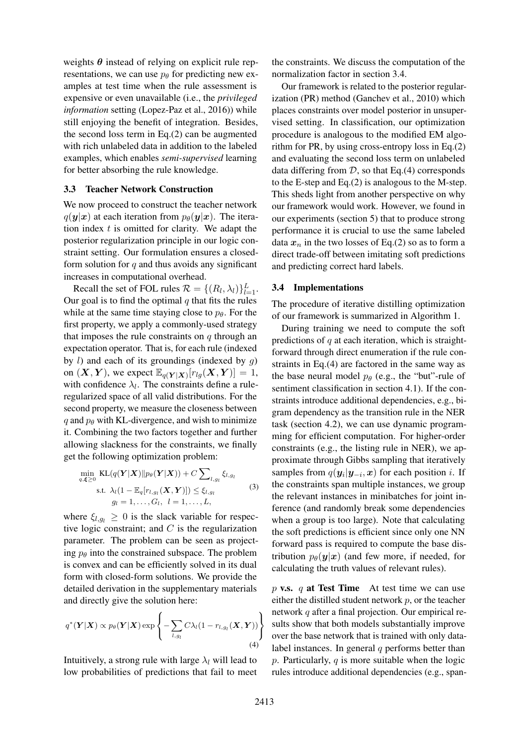weights $\boldsymbol{\theta}$ instead of relying on explicit rule representations, we can use $p_\theta$ for predicting new examples at test time when the rule assessment is expensive or even unavailable (i.e., the *privileged information* setting (Lopez-Paz et al., 2016)) while still enjoying the benefit of integration. Besides, the second loss term in Eq.(2) can be augmented with rich unlabeled data in addition to the labeled examples, which enables *semi-supervised* learning for better absorbing the rule knowledge.

### 3.3 Teacher Network Construction

We now proceed to construct the teacher network $q(\boldsymbol{y}|\boldsymbol{x})$ at each iteration from $p_\theta(\boldsymbol{y}|\boldsymbol{x})$. The iteration index $t$ is omitted for clarity. We adapt the posterior regularization principle in our logic constraint setting. Our formulation ensures a closed-form solution for $q$ and thus avoids any significant increases in computational overhead.

Recall the set of FOL rules $\mathcal{R} = \{(R_l, \lambda_l)\}_{l=1}^{L}$. Our goal is to find the optimal $q$ that fits the rules while at the same time staying close to $p_\theta$. For the first property, we apply a commonly-used strategy that imposes the rule constraints on $q$ through an expectation operator. That is, for each rule (indexed by $l$) and each of its groundings (indexed by $g$) on $(\boldsymbol{X}, \boldsymbol{Y})$, we expect $\mathbb{E}_{q(\boldsymbol{Y}|\boldsymbol{X})}[r_{lg}(\boldsymbol{X}, \boldsymbol{Y})] = 1$, with confidence $\lambda_l$. The constraints define a rule-regularized space of all valid distributions. For the second property, we measure the closeness between $q$ and $p_\theta$ with KL-divergence, and wish to minimize it. Combining the two factors together and further allowing slackness for the constraints, we finally get the following optimization problem:

$$
\begin{aligned}
\min_{q,\boldsymbol{\xi}\geq 0} \ & \mathrm{KL}(q(\boldsymbol{Y}|\boldsymbol{X}) \| p_\theta(\boldsymbol{Y}|\boldsymbol{X})) + C \sum\nolimits_{l,g_l} \xi_{l,g_l} \\
\text{s.t. } & \lambda_l(1 - \mathbb{E}_q[r_{l,g_l}(\boldsymbol{X}, \boldsymbol{Y})]) \leq \xi_{l,g_l} \\
& g_l = 1, \ldots, G_l, \ \ l = 1, \ldots, L,
\end{aligned} \tag{3}
$$

where $\xi_{l,g_l} \geq 0$ is the slack variable for respective logic constraint; and $C$ is the regularization parameter. The problem can be seen as projecting $p_\theta$ into the constrained subspace. The problem is convex and can be efficiently solved in its dual form with closed-form solutions. We provide the detailed derivation in the supplementary materials and directly give the solution here:

$$
q^*(\boldsymbol{Y}|\boldsymbol{X}) \propto p_\theta(\boldsymbol{Y}|\boldsymbol{X}) \exp\left\{ -\sum_{l,g_l} C\lambda_l (1 - r_{l,g_l}(\boldsymbol{X}, \boldsymbol{Y})) \right\} \tag{4}
$$

Intuitively, a strong rule with large $\lambda_l$ will lead to low probabilities of predictions that fail to meet the constraints. We discuss the computation of the normalization factor in section 3.4.

Our framework is related to the posterior regularization (PR) method (Ganchev et al., 2010) which places constraints over model posterior in unsupervised setting. In classification, our optimization procedure is analogous to the modified EM algorithm for PR, by using cross-entropy loss in Eq.(2) and evaluating the second loss term on unlabeled data differing from $\mathcal{D}$, so that Eq.(4) corresponds to the E-step and Eq.(2) is analogous to the M-step. This sheds light from another perspective on why our framework would work. However, we found in our experiments (section 5) that to produce strong performance it is crucial to use the same labeled data $\boldsymbol{x}_n$ in the two losses of Eq.(2) so as to form a direct trade-off between imitating soft predictions and predicting correct hard labels.

### 3.4 Implementations

The procedure of iterative distilling optimization of our framework is summarized in Algorithm 1.

During training we need to compute the soft predictions of $q$ at each iteration, which is straightforward through direct enumeration if the rule constraints in Eq.(4) are factored in the same way as the base neural model $p_\theta$ (e.g., the "but"-rule of sentiment classification in section 4.1). If the constraints introduce additional dependencies, e.g., bi-gram dependency as the transition rule in the NER task (section 4.2), we can use dynamic programming for efficient computation. For higher-order constraints (e.g., the listing rule in NER), we approximate through Gibbs sampling that iteratively samples from $q(\boldsymbol{y}_i|\boldsymbol{y}_{-i}, \boldsymbol{x})$ for each position $i$. If the constraints span multiple instances, we group the relevant instances in minibatches for joint inference (and randomly break some dependencies when a group is too large). Note that calculating the soft predictions is efficient since only one NN forward pass is required to compute the base distribution $p_\theta(\boldsymbol{y}|\boldsymbol{x})$ (and few more, if needed, for calculating the truth values of relevant rules).

**$p$ v.s. $q$ at Test Time** At test time we can use either the distilled student network $p$, or the teacher network $q$ after a final projection. Our empirical results show that both models substantially improve over the base network that is trained with only data-label instances. In general $q$ performs better than $p$. Particularly, $q$ is more suitable when the logic rules introduce additional dependencies (e.g., span-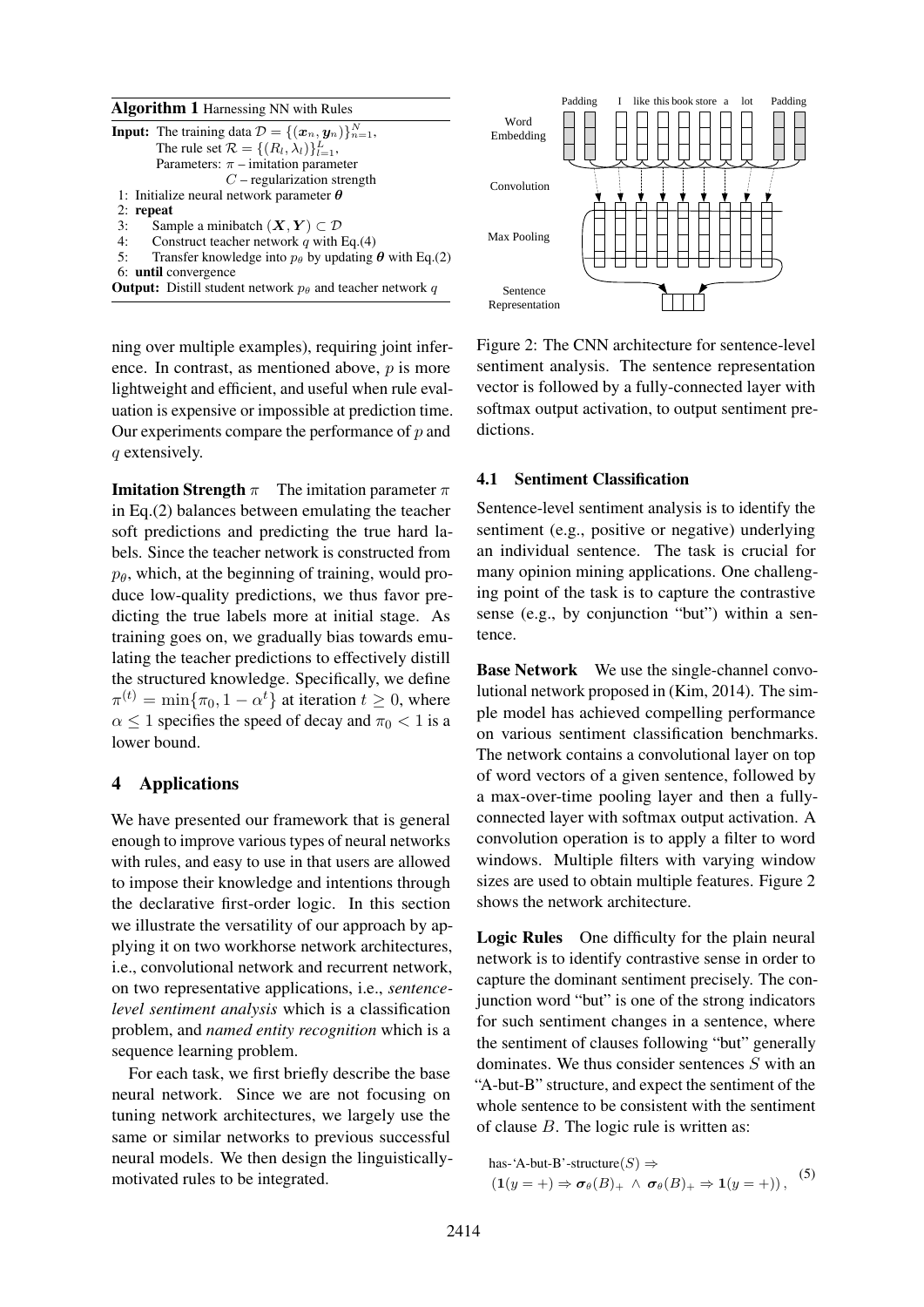**Algorithm 1** Harnessing NN with Rules

**Input:** The training data $\mathcal{D} = \{(\boldsymbol{x}_n, \boldsymbol{y}_n)\}_{n=1}^N$,
The rule set $\mathcal{R} = \{(R_l, \lambda_l)\}_{l=1}^L$,
Parameters: $\pi$ – imitation parameter
$C$ – regularization strength

1: Initialize neural network parameter $\boldsymbol{\theta}$
2: **repeat**
3: Sample a minibatch $(\boldsymbol{X}, \boldsymbol{Y}) \subset \mathcal{D}$
4: Construct teacher network $q$ with Eq.(4)
5: Transfer knowledge into $p_\theta$ by updating $\boldsymbol{\theta}$ with Eq.(2)
6: **until** convergence

**Output:** Distill student network $p_\theta$ and teacher network $q$

ning over multiple examples), requiring joint inference. In contrast, as mentioned above, $p$ is more lightweight and efficient, and useful when rule evaluation is expensive or impossible at prediction time. Our experiments compare the performance of $p$ and $q$ extensively.

**Imitation Strength $\pi$** The imitation parameter $\pi$ in Eq.(2) balances between emulating the teacher soft predictions and predicting the true hard labels. Since the teacher network is constructed from $p_\theta$, which, at the beginning of training, would produce low-quality predictions, we thus favor predicting the true labels more at initial stage. As training goes on, we gradually bias towards emulating the teacher predictions to effectively distill the structured knowledge. Specifically, we define $\pi^{(t)} = \min\{\pi_0, 1 - \alpha^t\}$ at iteration $t \geq 0$, where $\alpha \leq 1$ specifies the speed of decay and $\pi_0 < 1$ is a lower bound.

## 4 Applications

We have presented our framework that is general enough to improve various types of neural networks with rules, and easy to use in that users are allowed to impose their knowledge and intentions through the declarative first-order logic. In this section we illustrate the versatility of our approach by applying it on two workhorse network architectures, i.e., convolutional network and recurrent network, on two representative applications, i.e., *sentence-level sentiment analysis* which is a classification problem, and *named entity recognition* which is a sequence learning problem.

For each task, we first briefly describe the base neural network. Since we are not focusing on tuning network architectures, we largely use the same or similar networks to previous successful neural models. We then design the linguistically-motivated rules to be integrated.

Figure 2: The CNN architecture for sentence-level sentiment analysis. The sentence representation vector is followed by a fully-connected layer with softmax output activation, to output sentiment predictions.

### 4.1 Sentiment Classification

Sentence-level sentiment analysis is to identify the sentiment (e.g., positive or negative) underlying an individual sentence. The task is crucial for many opinion mining applications. One challenging point of the task is to capture the contrastive sense (e.g., by conjunction "but") within a sentence.

**Base Network** We use the single-channel convolutional network proposed in (Kim, 2014). The simple model has achieved compelling performance on various sentiment classification benchmarks. The network contains a convolutional layer on top of word vectors of a given sentence, followed by a max-over-time pooling layer and then a fully-connected layer with softmax output activation. A convolution operation is to apply a filter to word windows. Multiple filters with varying window sizes are used to obtain multiple features. Figure 2 shows the network architecture.

**Logic Rules** One difficulty for the plain neural network is to identify contrastive sense in order to capture the dominant sentiment precisely. The conjunction word "but" is one of the strong indicators for such sentiment changes in a sentence, where the sentiment of clauses following "but" generally dominates. We thus consider sentences $S$ with an "A-but-B" structure, and expect the sentiment of the whole sentence to be consistent with the sentiment of clause $B$. The logic rule is written as:

$$\begin{aligned}&\text{has-`A-but-B'-structure}(S) \Rightarrow \\ &(\mathbf{1}(y=+) \Rightarrow \boldsymbol{\sigma}_\theta(B)_+ \wedge \boldsymbol{\sigma}_\theta(B)_+ \Rightarrow \mathbf{1}(y=+)),\end{aligned} \tag{5}$$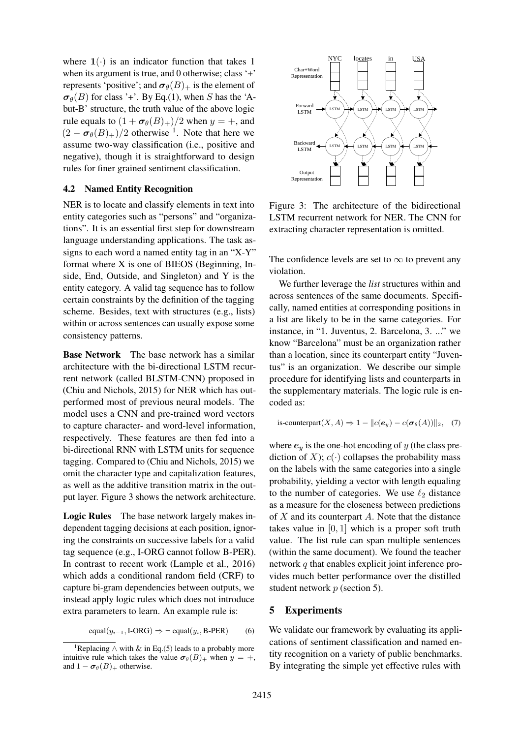where $\mathbf{1}(\cdot)$ is an indicator function that takes 1 when its argument is true, and 0 otherwise; class '+' represents 'positive'; and $\boldsymbol{\sigma}_\theta(B)_+$ is the element of $\boldsymbol{\sigma}_\theta(B)$ for class '+'. By Eq.(1), when $S$ has the 'A-but-B' structure, the truth value of the above logic rule equals to $(1 + \boldsymbol{\sigma}_\theta(B)_+)/2$ when $y = +$, and $(2 - \boldsymbol{\sigma}_\theta(B)_+)/2$ otherwise [1]. Note that here we assume two-way classification (i.e., positive and negative), though it is straightforward to design rules for finer grained sentiment classification.

### 4.2 Named Entity Recognition

NER is to locate and classify elements in text into entity categories such as "persons" and "organizations". It is an essential first step for downstream language understanding applications. The task assigns to each word a named entity tag in an "X-Y" format where X is one of BIEOS (Beginning, Inside, End, Outside, and Singleton) and Y is the entity category. A valid tag sequence has to follow certain constraints by the definition of the tagging scheme. Besides, text with structures (e.g., lists) within or across sentences can usually expose some consistency patterns.

**Base Network** The base network has a similar architecture with the bi-directional LSTM recurrent network (called BLSTM-CNN) proposed in (Chiu and Nichols, 2015) for NER which has outperformed most of previous neural models. The model uses a CNN and pre-trained word vectors to capture character- and word-level information, respectively. These features are then fed into a bi-directional RNN with LSTM units for sequence tagging. Compared to (Chiu and Nichols, 2015) we omit the character type and capitalization features, as well as the additive transition matrix in the output layer. Figure 3 shows the network architecture.

**Logic Rules** The base network largely makes independent tagging decisions at each position, ignoring the constraints on successive labels for a valid tag sequence (e.g., I-ORG cannot follow B-PER). In contrast to recent work (Lample et al., 2016) which adds a conditional random field (CRF) to capture bi-gram dependencies between outputs, we instead apply logic rules which does not introduce extra parameters to learn. An example rule is:

$$\text{equal}(y_{i-1}, \text{I-ORG}) \Rightarrow \neg\, \text{equal}(y_i, \text{B-PER}) \qquad (6)$$

Figure 3: The architecture of the bidirectional LSTM recurrent network for NER. The CNN for extracting character representation is omitted.

The confidence levels are set to $\infty$ to prevent any violation.

We further leverage the *list* structures within and across sentences of the same documents. Specifically, named entities at corresponding positions in a list are likely to be in the same categories. For instance, in "1. Juventus, 2. Barcelona, 3. ..." we know "Barcelona" must be an organization rather than a location, since its counterpart entity "Juventus" is an organization. We describe our simple procedure for identifying lists and counterparts in the supplementary materials. The logic rule is encoded as:

$$\text{is-counterpart}(X, A) \Rightarrow 1 - \|c(\boldsymbol{e}_y) - c(\boldsymbol{\sigma}_\theta(A))\|_2, \quad (7)$$

where $\boldsymbol{e}_y$ is the one-hot encoding of $y$ (the class prediction of $X$); $c(\cdot)$ collapses the probability mass on the labels with the same categories into a single probability, yielding a vector with length equaling to the number of categories. We use $\ell_2$ distance as a measure for the closeness between predictions of $X$ and its counterpart $A$. Note that the distance takes value in $[0, 1]$ which is a proper soft truth value. The list rule can span multiple sentences (within the same document). We found the teacher network $q$ that enables explicit joint inference provides much better performance over the distilled student network $p$ (section 5).

## 5 Experiments

We validate our framework by evaluating its applications of sentiment classification and named entity recognition on a variety of public benchmarks. By integrating the simple yet effective rules with

[1] Replacing $\wedge$ with $\&$ in Eq.(5) leads to a probably more intuitive rule which takes the value $\boldsymbol{\sigma}_\theta(B)_+$ when $y = +$, and $1 - \boldsymbol{\sigma}_\theta(B)_+$ otherwise.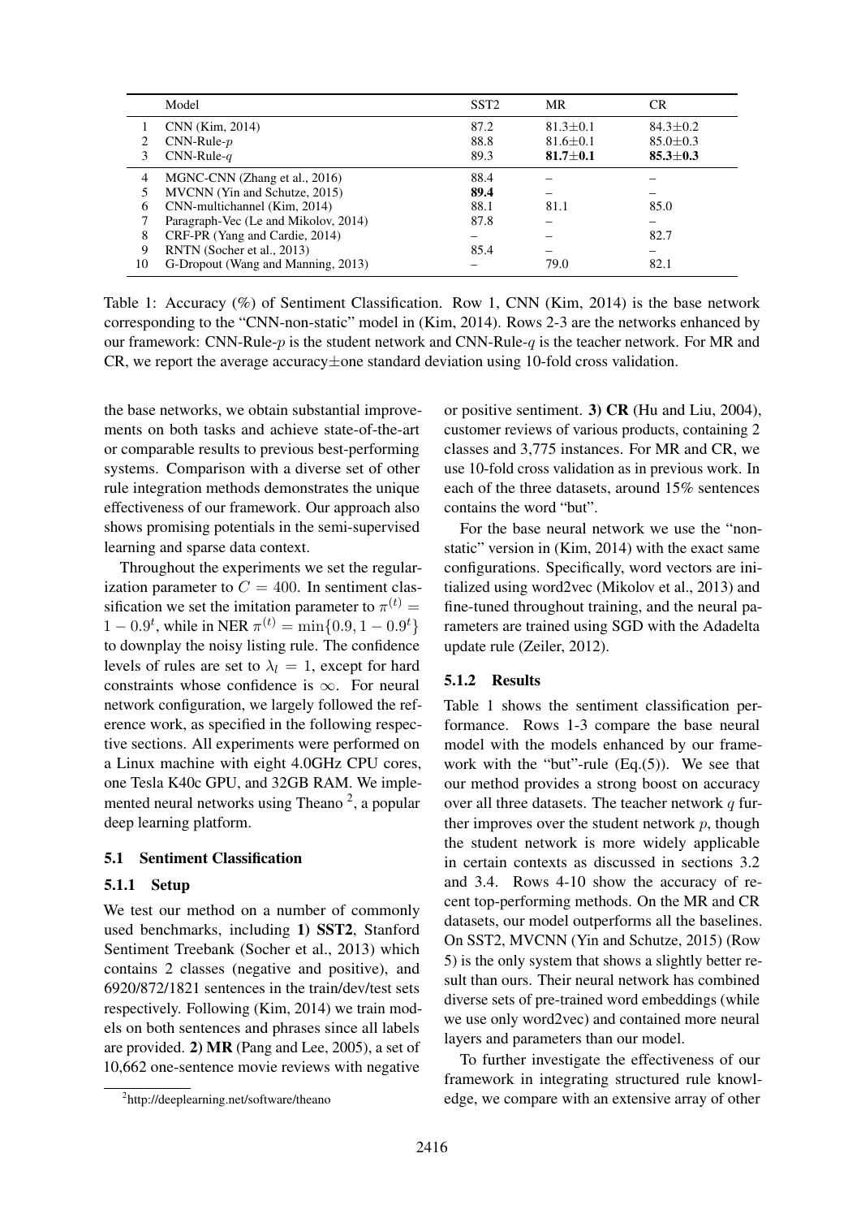| | Model | SST2 | MR | CR |
|---|---|---|---|---|
| 1 | CNN (Kim, 2014) | 87.2 | 81.3±0.1 | 84.3±0.2 |
| 2 | CNN-Rule-$p$ | 88.8 | 81.6±0.1 | 85.0±0.3 |
| 3 | CNN-Rule-$q$ | 89.3 | **81.7±0.1** | **85.3±0.3** |
| 4 | MGNC-CNN (Zhang et al., 2016) | 88.4 | – | – |
| 5 | MVCNN (Yin and Schutze, 2015) | **89.4** | – | – |
| 6 | CNN-multichannel (Kim, 2014) | 88.1 | 81.1 | 85.0 |
| 7 | Paragraph-Vec (Le and Mikolov, 2014) | 87.8 | – | – |
| 8 | CRF-PR (Yang and Cardie, 2014) | – | – | 82.7 |
| 9 | RNTN (Socher et al., 2013) | 85.4 | – | – |
| 10 | G-Dropout (Wang and Manning, 2013) | – | 79.0 | 82.1 |

Table 1: Accuracy (%) of Sentiment Classification. Row 1, CNN (Kim, 2014) is the base network corresponding to the "CNN-non-static" model in (Kim, 2014). Rows 2-3 are the networks enhanced by our framework: CNN-Rule-$p$ is the student network and CNN-Rule-$q$ is the teacher network. For MR and CR, we report the average accuracy±one standard deviation using 10-fold cross validation.

the base networks, we obtain substantial improvements on both tasks and achieve state-of-the-art or comparable results to previous best-performing systems. Comparison with a diverse set of other rule integration methods demonstrates the unique effectiveness of our framework. Our approach also shows promising potentials in the semi-supervised learning and sparse data context.

Throughout the experiments we set the regularization parameter to $C = 400$. In sentiment classification we set the imitation parameter to $\pi^{(t)} = 1 - 0.9^t$, while in NER $\pi^{(t)} = \min\{0.9, 1 - 0.9^t\}$ to downplay the noisy listing rule. The confidence levels of rules are set to $\lambda_l = 1$, except for hard constraints whose confidence is $\infty$. For neural network configuration, we largely followed the reference work, as specified in the following respective sections. All experiments were performed on a Linux machine with eight 4.0GHz CPU cores, one Tesla K40c GPU, and 32GB RAM. We implemented neural networks using Theano [2], a popular deep learning platform.

### 5.1 Sentiment Classification

#### 5.1.1 Setup

We test our method on a number of commonly used benchmarks, including **1) SST2**, Stanford Sentiment Treebank (Socher et al., 2013) which contains 2 classes (negative and positive), and 6920/872/1821 sentences in the train/dev/test sets respectively. Following (Kim, 2014) we train models on both sentences and phrases since all labels are provided. **2) MR** (Pang and Lee, 2005), a set of 10,662 one-sentence movie reviews with negative or positive sentiment. **3) CR** (Hu and Liu, 2004), customer reviews of various products, containing 2 classes and 3,775 instances. For MR and CR, we use 10-fold cross validation as in previous work. In each of the three datasets, around 15% sentences contains the word "but".

For the base neural network we use the "non-static" version in (Kim, 2014) with the exact same configurations. Specifically, word vectors are initialized using word2vec (Mikolov et al., 2013) and fine-tuned throughout training, and the neural parameters are trained using SGD with the Adadelta update rule (Zeiler, 2012).

#### 5.1.2 Results

Table 1 shows the sentiment classification performance. Rows 1-3 compare the base neural model with the models enhanced by our framework with the "but"-rule (Eq.(5)). We see that our method provides a strong boost on accuracy over all three datasets. The teacher network $q$ further improves over the student network $p$, though the student network is more widely applicable in certain contexts as discussed in sections 3.2 and 3.4. Rows 4-10 show the accuracy of recent top-performing methods. On the MR and CR datasets, our model outperforms all the baselines. On SST2, MVCNN (Yin and Schutze, 2015) (Row 5) is the only system that shows a slightly better result than ours. Their neural network has combined diverse sets of pre-trained word embeddings (while we use only word2vec) and contained more neural layers and parameters than our model.

To further investigate the effectiveness of our framework in integrating structured rule knowledge, we compare with an extensive array of other

[2] http://deeplearning.net/software/theano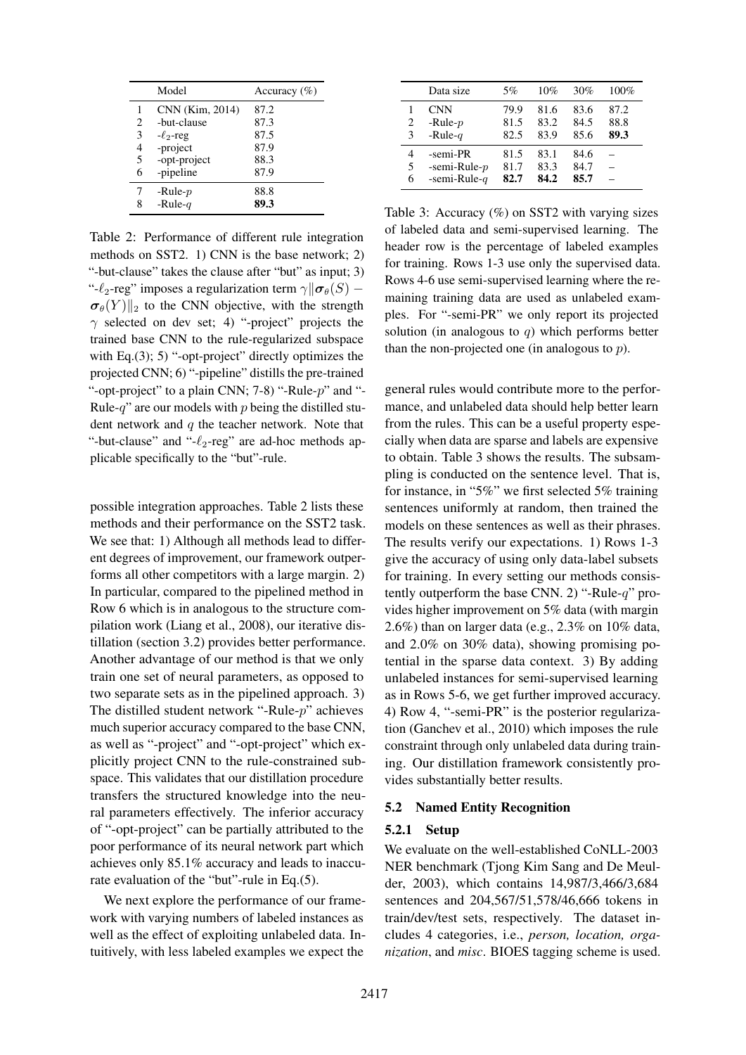| | Model | Accuracy (%) |
|---|---|---|
| 1 | CNN (Kim, 2014) | 87.2 |
| 2 | -but-clause | 87.3 |
| 3 | -$\ell_2$-reg | 87.5 |
| 4 | -project | 87.9 |
| 5 | -opt-project | 88.3 |
| 6 | -pipeline | 87.9 |
| 7 | -Rule-$p$ | 88.8 |
| 8 | -Rule-$q$ | **89.3** |

Table 2: Performance of different rule integration methods on SST2. 1) CNN is the base network; 2) "-but-clause" takes the clause after "but" as input; 3) "-$\ell_2$-reg" imposes a regularization term $\gamma\|\boldsymbol{\sigma}_\theta(S) - \boldsymbol{\sigma}_\theta(Y)\|_2$ to the CNN objective, with the strength $\gamma$ selected on dev set; 4) "-project" projects the trained base CNN to the rule-regularized subspace with Eq.(3); 5) "-opt-project" directly optimizes the projected CNN; 6) "-pipeline" distills the pre-trained "-opt-project" to a plain CNN; 7-8) "-Rule-$p$" and "-Rule-$q$" are our models with $p$ being the distilled student network and $q$ the teacher network. Note that "-but-clause" and "-$\ell_2$-reg" are ad-hoc methods applicable specifically to the "but"-rule.

possible integration approaches. Table 2 lists these methods and their performance on the SST2 task. We see that: 1) Although all methods lead to different degrees of improvement, our framework outperforms all other competitors with a large margin. 2) In particular, compared to the pipelined method in Row 6 which is in analogous to the structure compilation work (Liang et al., 2008), our iterative distillation (section 3.2) provides better performance. Another advantage of our method is that we only train one set of neural parameters, as opposed to two separate sets as in the pipelined approach. 3) The distilled student network "-Rule-$p$" achieves much superior accuracy compared to the base CNN, as well as "-project" and "-opt-project" which explicitly project CNN to the rule-constrained subspace. This validates that our distillation procedure transfers the structured knowledge into the neural parameters effectively. The inferior accuracy of "-opt-project" can be partially attributed to the poor performance of its neural network part which achieves only 85.1% accuracy and leads to inaccurate evaluation of the "but"-rule in Eq.(5).

We next explore the performance of our framework with varying numbers of labeled instances as well as the effect of exploiting unlabeled data. Intuitively, with less labeled examples we expect the general rules would contribute more to the performance, and unlabeled data should help better learn from the rules. This can be a useful property especially when data are sparse and labels are expensive to obtain. Table 3 shows the results. The subsampling is conducted on the sentence level. That is, for instance, in "5%" we first selected 5% training sentences uniformly at random, then trained the models on these sentences as well as their phrases. The results verify our expectations. 1) Rows 1-3 give the accuracy of using only data-label subsets for training. In every setting our methods consistently outperform the base CNN. 2) "-Rule-$q$" provides higher improvement on 5% data (with margin 2.6%) than on larger data (e.g., 2.3% on 10% data, and 2.0% on 30% data), showing promising potential in the sparse data context. 3) By adding unlabeled instances for semi-supervised learning as in Rows 5-6, we get further improved accuracy. 4) Row 4, "-semi-PR" is the posterior regularization (Ganchev et al., 2010) which imposes the rule constraint through only unlabeled data during training. Our distillation framework consistently provides substantially better results.

| | Data size | 5% | 10% | 30% | 100% |
|---|---|---|---|---|---|
| 1 | CNN | 79.9 | 81.6 | 83.6 | 87.2 |
| 2 | -Rule-$p$ | 81.5 | 83.2 | 84.5 | 88.8 |
| 3 | -Rule-$q$ | 82.5 | 83.9 | 85.6 | **89.3** |
| 4 | -semi-PR | 81.5 | 83.1 | 84.6 | – |
| 5 | -semi-Rule-$p$ | 81.7 | 83.3 | 84.7 | – |
| 6 | -semi-Rule-$q$ | **82.7** | **84.2** | **85.7** | – |

Table 3: Accuracy (%) on SST2 with varying sizes of labeled data and semi-supervised learning. The header row is the percentage of labeled examples for training. Rows 1-3 use only the supervised data. Rows 4-6 use semi-supervised learning where the remaining training data are used as unlabeled examples. For "-semi-PR" we only report its projected solution (in analogous to $q$) which performs better than the non-projected one (in analogous to $p$).

### 5.2 Named Entity Recognition

#### 5.2.1 Setup

We evaluate on the well-established CoNLL-2003 NER benchmark (Tjong Kim Sang and De Meulder, 2003), which contains 14,987/3,466/3,684 sentences and 204,567/51,578/46,666 tokens in train/dev/test sets, respectively. The dataset includes 4 categories, i.e., *person, location, organization*, and *misc*. BIOES tagging scheme is used.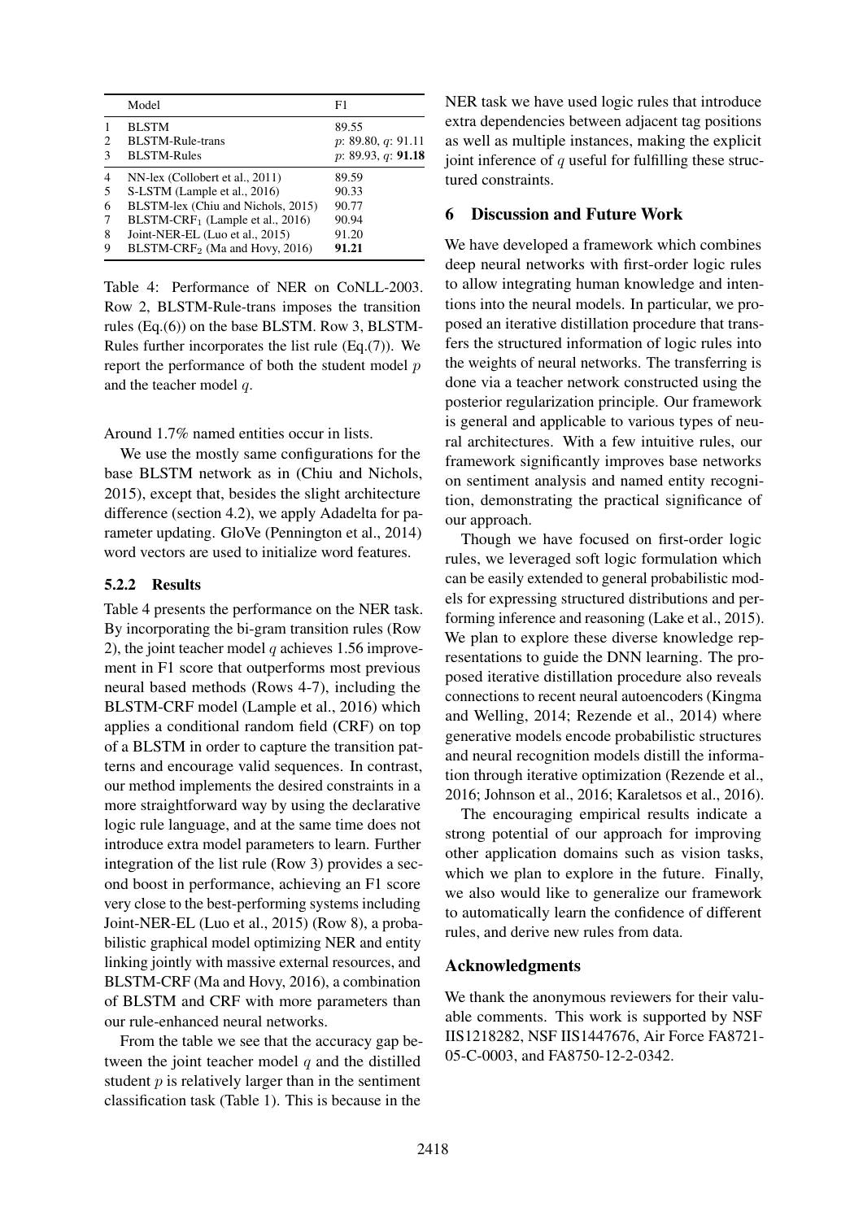|   | Model | F1 |
|---|---|---|
| 1 | BLSTM | 89.55 |
| 2 | BLSTM-Rule-trans | $p$: 89.80, $q$: 91.11 |
| 3 | BLSTM-Rules | $p$: 89.93, $q$: **91.18** |
| 4 | NN-lex (Collobert et al., 2011) | 89.59 |
| 5 | S-LSTM (Lample et al., 2016) | 90.33 |
| 6 | BLSTM-lex (Chiu and Nichols, 2015) | 90.77 |
| 7 | BLSTM-CRF$_1$ (Lample et al., 2016) | 90.94 |
| 8 | Joint-NER-EL (Luo et al., 2015) | 91.20 |
| 9 | BLSTM-CRF$_2$ (Ma and Hovy, 2016) | **91.21** |

Table 4: Performance of NER on CoNLL-2003. Row 2, BLSTM-Rule-trans imposes the transition rules (Eq.(6)) on the base BLSTM. Row 3, BLSTM-Rules further incorporates the list rule (Eq.(7)). We report the performance of both the student model $p$ and the teacher model $q$.

Around 1.7% named entities occur in lists.

We use the mostly same configurations for the base BLSTM network as in (Chiu and Nichols, 2015), except that, besides the slight architecture difference (section 4.2), we apply Adadelta for parameter updating. GloVe (Pennington et al., 2014) word vectors are used to initialize word features.

### 5.2.2 Results

Table 4 presents the performance on the NER task. By incorporating the bi-gram transition rules (Row 2), the joint teacher model $q$ achieves 1.56 improvement in F1 score that outperforms most previous neural based methods (Rows 4-7), including the BLSTM-CRF model (Lample et al., 2016) which applies a conditional random field (CRF) on top of a BLSTM in order to capture the transition patterns and encourage valid sequences. In contrast, our method implements the desired constraints in a more straightforward way by using the declarative logic rule language, and at the same time does not introduce extra model parameters to learn. Further integration of the list rule (Row 3) provides a second boost in performance, achieving an F1 score very close to the best-performing systems including Joint-NER-EL (Luo et al., 2015) (Row 8), a probabilistic graphical model optimizing NER and entity linking jointly with massive external resources, and BLSTM-CRF (Ma and Hovy, 2016), a combination of BLSTM and CRF with more parameters than our rule-enhanced neural networks.

From the table we see that the accuracy gap between the joint teacher model $q$ and the distilled student $p$ is relatively larger than in the sentiment classification task (Table 1). This is because in the NER task we have used logic rules that introduce extra dependencies between adjacent tag positions as well as multiple instances, making the explicit joint inference of $q$ useful for fulfilling these structured constraints.

## 6 Discussion and Future Work

We have developed a framework which combines deep neural networks with first-order logic rules to allow integrating human knowledge and intentions into the neural models. In particular, we proposed an iterative distillation procedure that transfers the structured information of logic rules into the weights of neural networks. The transferring is done via a teacher network constructed using the posterior regularization principle. Our framework is general and applicable to various types of neural architectures. With a few intuitive rules, our framework significantly improves base networks on sentiment analysis and named entity recognition, demonstrating the practical significance of our approach.

Though we have focused on first-order logic rules, we leveraged soft logic formulation which can be easily extended to general probabilistic models for expressing structured distributions and performing inference and reasoning (Lake et al., 2015). We plan to explore these diverse knowledge representations to guide the DNN learning. The proposed iterative distillation procedure also reveals connections to recent neural autoencoders (Kingma and Welling, 2014; Rezende et al., 2014) where generative models encode probabilistic structures and neural recognition models distill the information through iterative optimization (Rezende et al., 2016; Johnson et al., 2016; Karaletsos et al., 2016).

The encouraging empirical results indicate a strong potential of our approach for improving other application domains such as vision tasks, which we plan to explore in the future. Finally, we also would like to generalize our framework to automatically learn the confidence of different rules, and derive new rules from data.

## Acknowledgments

We thank the anonymous reviewers for their valuable comments. This work is supported by NSF IIS1218282, NSF IIS1447676, Air Force FA8721-05-C-0003, and FA8750-12-2-0342.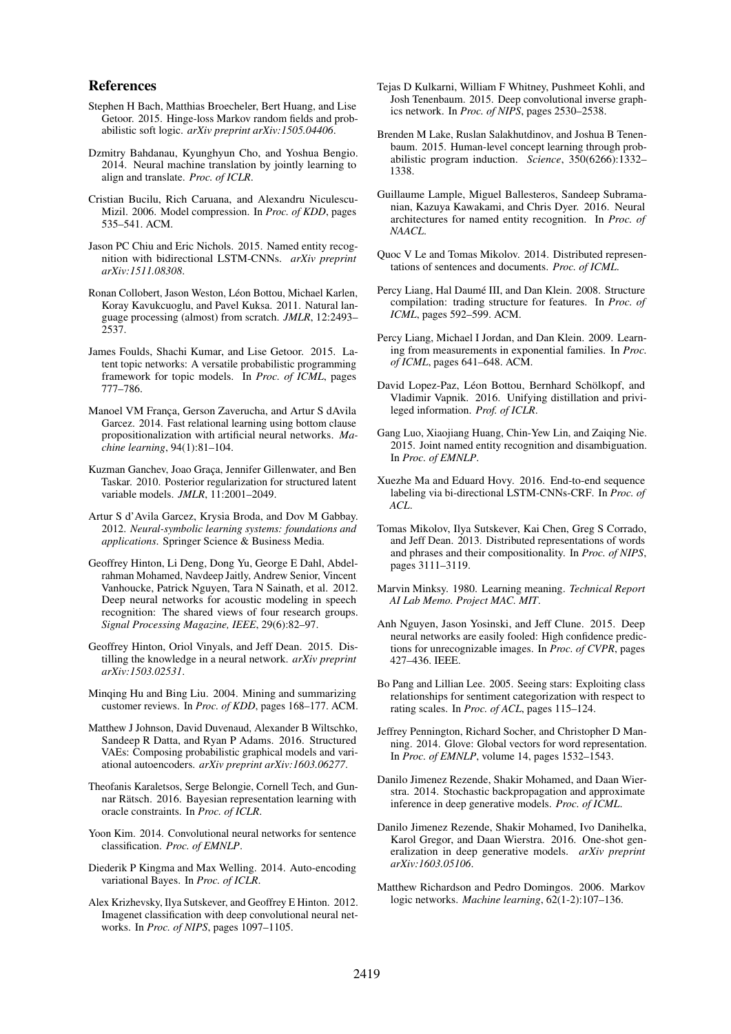## References

Stephen H Bach, Matthias Broecheler, Bert Huang, and Lise Getoor. 2015. Hinge-loss Markov random fields and probabilistic soft logic. *arXiv preprint arXiv:1505.04406*.

Dzmitry Bahdanau, Kyunghyun Cho, and Yoshua Bengio. 2014. Neural machine translation by jointly learning to align and translate. *Proc. of ICLR*.

Cristian Bucilu, Rich Caruana, and Alexandru Niculescu-Mizil. 2006. Model compression. In *Proc. of KDD*, pages 535–541. ACM.

Jason PC Chiu and Eric Nichols. 2015. Named entity recognition with bidirectional LSTM-CNNs. *arXiv preprint arXiv:1511.08308*.

Ronan Collobert, Jason Weston, Léon Bottou, Michael Karlen, Koray Kavukcuoglu, and Pavel Kuksa. 2011. Natural language processing (almost) from scratch. *JMLR*, 12:2493–2537.

James Foulds, Shachi Kumar, and Lise Getoor. 2015. Latent topic networks: A versatile probabilistic programming framework for topic models. In *Proc. of ICML*, pages 777–786.

Manoel VM França, Gerson Zaverucha, and Artur S dAvila Garcez. 2014. Fast relational learning using bottom clause propositionalization with artificial neural networks. *Machine learning*, 94(1):81–104.

Kuzman Ganchev, Joao Graça, Jennifer Gillenwater, and Ben Taskar. 2010. Posterior regularization for structured latent variable models. *JMLR*, 11:2001–2049.

Artur S d'Avila Garcez, Krysia Broda, and Dov M Gabbay. 2012. *Neural-symbolic learning systems: foundations and applications*. Springer Science & Business Media.

Geoffrey Hinton, Li Deng, Dong Yu, George E Dahl, Abdel-rahman Mohamed, Navdeep Jaitly, Andrew Senior, Vincent Vanhoucke, Patrick Nguyen, Tara N Sainath, et al. 2012. Deep neural networks for acoustic modeling in speech recognition: The shared views of four research groups. *Signal Processing Magazine, IEEE*, 29(6):82–97.

Geoffrey Hinton, Oriol Vinyals, and Jeff Dean. 2015. Distilling the knowledge in a neural network. *arXiv preprint arXiv:1503.02531*.

Minqing Hu and Bing Liu. 2004. Mining and summarizing customer reviews. In *Proc. of KDD*, pages 168–177. ACM.

Matthew J Johnson, David Duvenaud, Alexander B Wiltschko, Sandeep R Datta, and Ryan P Adams. 2016. Structured VAEs: Composing probabilistic graphical models and variational autoencoders. *arXiv preprint arXiv:1603.06277*.

Theofanis Karaletsos, Serge Belongie, Cornell Tech, and Gunnar Rätsch. 2016. Bayesian representation learning with oracle constraints. In *Proc. of ICLR*.

Yoon Kim. 2014. Convolutional neural networks for sentence classification. *Proc. of EMNLP*.

Diederik P Kingma and Max Welling. 2014. Auto-encoding variational Bayes. In *Proc. of ICLR*.

Alex Krizhevsky, Ilya Sutskever, and Geoffrey E Hinton. 2012. Imagenet classification with deep convolutional neural networks. In *Proc. of NIPS*, pages 1097–1105.

Tejas D Kulkarni, William F Whitney, Pushmeet Kohli, and Josh Tenenbaum. 2015. Deep convolutional inverse graphics network. In *Proc. of NIPS*, pages 2530–2538.

Brenden M Lake, Ruslan Salakhutdinov, and Joshua B Tenenbaum. 2015. Human-level concept learning through probabilistic program induction. *Science*, 350(6266):1332–1338.

Guillaume Lample, Miguel Ballesteros, Sandeep Subramanian, Kazuya Kawakami, and Chris Dyer. 2016. Neural architectures for named entity recognition. In *Proc. of NAACL*.

Quoc V Le and Tomas Mikolov. 2014. Distributed representations of sentences and documents. *Proc. of ICML*.

Percy Liang, Hal Daumé III, and Dan Klein. 2008. Structure compilation: trading structure for features. In *Proc. of ICML*, pages 592–599. ACM.

Percy Liang, Michael I Jordan, and Dan Klein. 2009. Learning from measurements in exponential families. In *Proc. of ICML*, pages 641–648. ACM.

David Lopez-Paz, Léon Bottou, Bernhard Schölkopf, and Vladimir Vapnik. 2016. Unifying distillation and privileged information. *Prof. of ICLR*.

Gang Luo, Xiaojiang Huang, Chin-Yew Lin, and Zaiqing Nie. 2015. Joint named entity recognition and disambiguation. In *Proc. of EMNLP*.

Xuezhe Ma and Eduard Hovy. 2016. End-to-end sequence labeling via bi-directional LSTM-CNNs-CRF. In *Proc. of ACL*.

Tomas Mikolov, Ilya Sutskever, Kai Chen, Greg S Corrado, and Jeff Dean. 2013. Distributed representations of words and phrases and their compositionality. In *Proc. of NIPS*, pages 3111–3119.

Marvin Minksy. 1980. Learning meaning. *Technical Report AI Lab Memo. Project MAC. MIT*.

Anh Nguyen, Jason Yosinski, and Jeff Clune. 2015. Deep neural networks are easily fooled: High confidence predictions for unrecognizable images. In *Proc. of CVPR*, pages 427–436. IEEE.

Bo Pang and Lillian Lee. 2005. Seeing stars: Exploiting class relationships for sentiment categorization with respect to rating scales. In *Proc. of ACL*, pages 115–124.

Jeffrey Pennington, Richard Socher, and Christopher D Manning. 2014. Glove: Global vectors for word representation. In *Proc. of EMNLP*, volume 14, pages 1532–1543.

Danilo Jimenez Rezende, Shakir Mohamed, and Daan Wierstra. 2014. Stochastic backpropagation and approximate inference in deep generative models. *Proc. of ICML*.

Danilo Jimenez Rezende, Shakir Mohamed, Ivo Danihelka, Karol Gregor, and Daan Wierstra. 2016. One-shot generalization in deep generative models. *arXiv preprint arXiv:1603.05106*.

Matthew Richardson and Pedro Domingos. 2006. Markov logic networks. *Machine learning*, 62(1-2):107–136.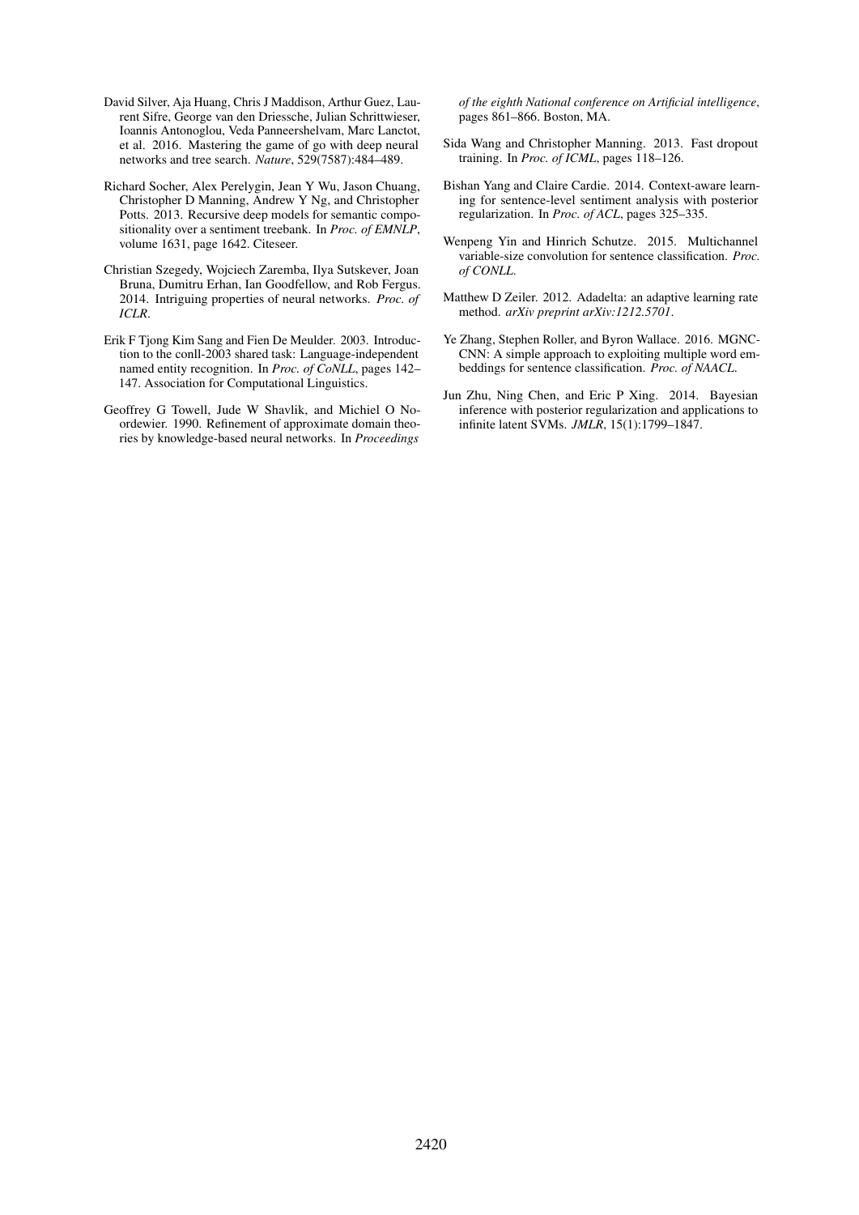David Silver, Aja Huang, Chris J Maddison, Arthur Guez, Laurent Sifre, George van den Driessche, Julian Schrittwieser, Ioannis Antonoglou, Veda Panneershelvam, Marc Lanctot, et al. 2016. Mastering the game of go with deep neural networks and tree search. *Nature*, 529(7587):484–489.

Richard Socher, Alex Perelygin, Jean Y Wu, Jason Chuang, Christopher D Manning, Andrew Y Ng, and Christopher Potts. 2013. Recursive deep models for semantic compositionality over a sentiment treebank. In *Proc. of EMNLP*, volume 1631, page 1642. Citeseer.

Christian Szegedy, Wojciech Zaremba, Ilya Sutskever, Joan Bruna, Dumitru Erhan, Ian Goodfellow, and Rob Fergus. 2014. Intriguing properties of neural networks. *Proc. of ICLR*.

Erik F Tjong Kim Sang and Fien De Meulder. 2003. Introduction to the conll-2003 shared task: Language-independent named entity recognition. In *Proc. of CoNLL*, pages 142–147. Association for Computational Linguistics.

Geoffrey G Towell, Jude W Shavlik, and Michiel O Noordewier. 1990. Refinement of approximate domain theories by knowledge-based neural networks. In *Proceedings of the eighth National conference on Artificial intelligence*, pages 861–866. Boston, MA.

Sida Wang and Christopher Manning. 2013. Fast dropout training. In *Proc. of ICML*, pages 118–126.

Bishan Yang and Claire Cardie. 2014. Context-aware learning for sentence-level sentiment analysis with posterior regularization. In *Proc. of ACL*, pages 325–335.

Wenpeng Yin and Hinrich Schutze. 2015. Multichannel variable-size convolution for sentence classification. *Proc. of CONLL*.

Matthew D Zeiler. 2012. Adadelta: an adaptive learning rate method. *arXiv preprint arXiv:1212.5701*.

Ye Zhang, Stephen Roller, and Byron Wallace. 2016. MGNC-CNN: A simple approach to exploiting multiple word embeddings for sentence classification. *Proc. of NAACL*.

Jun Zhu, Ning Chen, and Eric P Xing. 2014. Bayesian inference with posterior regularization and applications to infinite latent SVMs. *JMLR*, 15(1):1799–1847.